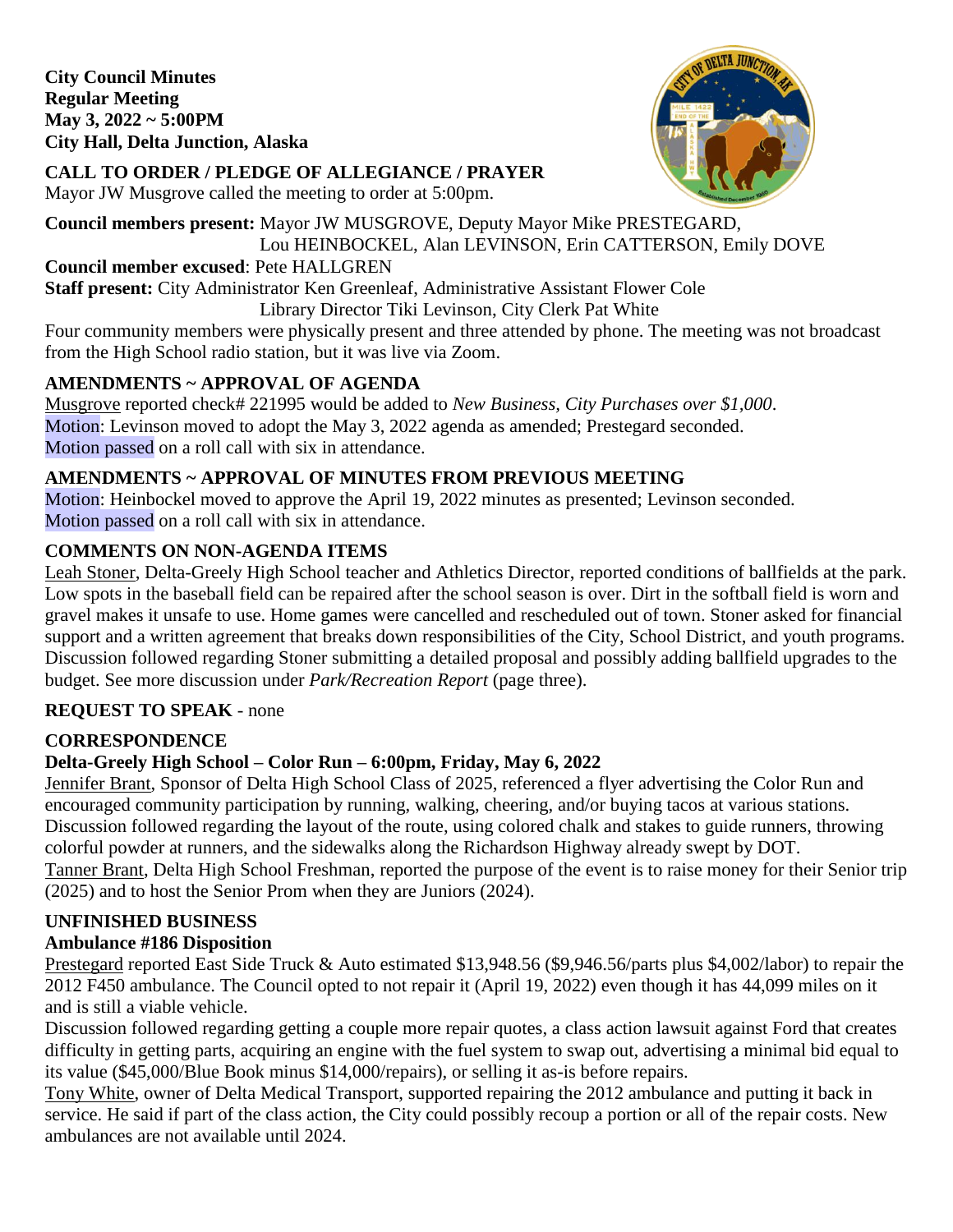**City Council Minutes**
**Regular Meeting**
**May 3, 2022 ~ 5:00PM**
**City Hall, Delta Junction, Alaska**

## CALL TO ORDER / PLEDGE OF ALLEGIANCE / PRAYER

Mayor JW Musgrove called the meeting to order at 5:00pm.

**Council members present:** Mayor JW MUSGROVE, Deputy Mayor Mike PRESTEGARD, Lou HEINBOCKEL, Alan LEVINSON, Erin CATTERSON, Emily DOVE

**Council member excused**: Pete HALLGREN

**Staff present:** City Administrator Ken Greenleaf, Administrative Assistant Flower Cole, Library Director Tiki Levinson, City Clerk Pat White

Four community members were physically present and three attended by phone. The meeting was not broadcast from the High School radio station, but it was live via Zoom.

## AMENDMENTS ~ APPROVAL OF AGENDA

Musgrove reported check# 221995 would be added to *New Business, City Purchases over $1,000*.
Motion: Levinson moved to adopt the May 3, 2022 agenda as amended; Prestegard seconded.
Motion passed on a roll call with six in attendance.

## AMENDMENTS ~ APPROVAL OF MINUTES FROM PREVIOUS MEETING

Motion: Heinbockel moved to approve the April 19, 2022 minutes as presented; Levinson seconded.
Motion passed on a roll call with six in attendance.

## COMMENTS ON NON-AGENDA ITEMS

Leah Stoner, Delta-Greely High School teacher and Athletics Director, reported conditions of ballfields at the park. Low spots in the baseball field can be repaired after the school season is over. Dirt in the softball field is worn and gravel makes it unsafe to use. Home games were cancelled and rescheduled out of town. Stoner asked for financial support and a written agreement that breaks down responsibilities of the City, School District, and youth programs. Discussion followed regarding Stoner submitting a detailed proposal and possibly adding ballfield upgrades to the budget. See more discussion under *Park/Recreation Report* (page three).

## REQUEST TO SPEAK - none

## CORRESPONDENCE

### Delta-Greely High School – Color Run – 6:00pm, Friday, May 6, 2022

Jennifer Brant, Sponsor of Delta High School Class of 2025, referenced a flyer advertising the Color Run and encouraged community participation by running, walking, cheering, and/or buying tacos at various stations. Discussion followed regarding the layout of the route, using colored chalk and stakes to guide runners, throwing colorful powder at runners, and the sidewalks along the Richardson Highway already swept by DOT.
Tanner Brant, Delta High School Freshman, reported the purpose of the event is to raise money for their Senior trip (2025) and to host the Senior Prom when they are Juniors (2024).

## UNFINISHED BUSINESS

### Ambulance #186 Disposition

Prestegard reported East Side Truck & Auto estimated $13,948.56 ($9,946.56/parts plus $4,002/labor) to repair the 2012 F450 ambulance. The Council opted to not repair it (April 19, 2022) even though it has 44,099 miles on it and is still a viable vehicle.
Discussion followed regarding getting a couple more repair quotes, a class action lawsuit against Ford that creates difficulty in getting parts, acquiring an engine with the fuel system to swap out, advertising a minimal bid equal to its value ($45,000/Blue Book minus $14,000/repairs), or selling it as-is before repairs.
Tony White, owner of Delta Medical Transport, supported repairing the 2012 ambulance and putting it back in service. He said if part of the class action, the City could possibly recoup a portion or all of the repair costs. New ambulances are not available until 2024.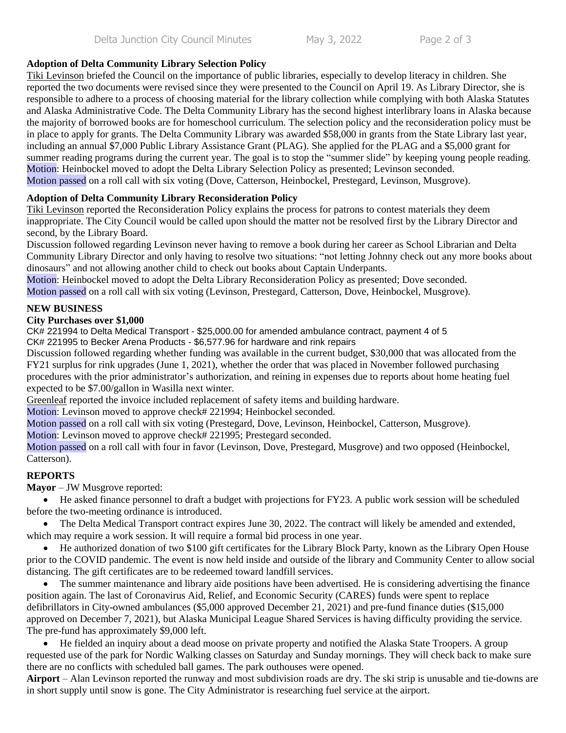**Adoption of Delta Community Library Selection Policy**

Tiki Levinson briefed the Council on the importance of public libraries, especially to develop literacy in children. She reported the two documents were revised since they were presented to the Council on April 19. As Library Director, she is responsible to adhere to a process of choosing material for the library collection while complying with both Alaska Statutes and Alaska Administrative Code. The Delta Community Library has the second highest interlibrary loans in Alaska because the majority of borrowed books are for homeschool curriculum. The selection policy and the reconsideration policy must be in place to apply for grants. The Delta Community Library was awarded $58,000 in grants from the State Library last year, including an annual $7,000 Public Library Assistance Grant (PLAG). She applied for the PLAG and a $5,000 grant for summer reading programs during the current year. The goal is to stop the "summer slide" by keeping young people reading.
Motion: Heinbockel moved to adopt the Delta Library Selection Policy as presented; Levinson seconded.
Motion passed on a roll call with six voting (Dove, Catterson, Heinbockel, Prestegard, Levinson, Musgrove).

**Adoption of Delta Community Library Reconsideration Policy**

Tiki Levinson reported the Reconsideration Policy explains the process for patrons to contest materials they deem inappropriate. The City Council would be called upon should the matter not be resolved first by the Library Director and second, by the Library Board.
Discussion followed regarding Levinson never having to remove a book during her career as School Librarian and Delta Community Library Director and only having to resolve two situations: "not letting Johnny check out any more books about dinosaurs" and not allowing another child to check out books about Captain Underpants.
Motion: Heinbockel moved to adopt the Delta Library Reconsideration Policy as presented; Dove seconded.
Motion passed on a roll call with six voting (Levinson, Prestegard, Catterson, Dove, Heinbockel, Musgrove).

**NEW BUSINESS**

**City Purchases over $1,000**

CK# 221994 to Delta Medical Transport - $25,000.00 for amended ambulance contract, payment 4 of 5
CK# 221995 to Becker Arena Products - $6,577.96 for hardware and rink repairs
Discussion followed regarding whether funding was available in the current budget, $30,000 that was allocated from the FY21 surplus for rink upgrades (June 1, 2021), whether the order that was placed in November followed purchasing procedures with the prior administrator's authorization, and reining in expenses due to reports about home heating fuel expected to be $7.00/gallon in Wasilla next winter.
Greenleaf reported the invoice included replacement of safety items and building hardware.
Motion: Levinson moved to approve check# 221994; Heinbockel seconded.
Motion passed on a roll call with six voting (Prestegard, Dove, Levinson, Heinbockel, Catterson, Musgrove).
Motion: Levinson moved to approve check# 221995; Prestegard seconded.
Motion passed on a roll call with four in favor (Levinson, Dove, Prestegard, Musgrove) and two opposed (Heinbockel, Catterson).

**REPORTS**

**Mayor** – JW Musgrove reported:

- He asked finance personnel to draft a budget with projections for FY23. A public work session will be scheduled before the two-meeting ordinance is introduced.
- The Delta Medical Transport contract expires June 30, 2022. The contract will likely be amended and extended, which may require a work session. It will require a formal bid process in one year.
- He authorized donation of two $100 gift certificates for the Library Block Party, known as the Library Open House prior to the COVID pandemic. The event is now held inside and outside of the library and Community Center to allow social distancing. The gift certificates are to be redeemed toward landfill services.
- The summer maintenance and library aide positions have been advertised. He is considering advertising the finance position again. The last of Coronavirus Aid, Relief, and Economic Security (CARES) funds were spent to replace defibrillators in City-owned ambulances ($5,000 approved December 21, 2021) and pre-fund finance duties ($15,000 approved on December 7, 2021), but Alaska Municipal League Shared Services is having difficulty providing the service. The pre-fund has approximately $9,000 left.
- He fielded an inquiry about a dead moose on private property and notified the Alaska State Troopers. A group requested use of the park for Nordic Walking classes on Saturday and Sunday mornings. They will check back to make sure there are no conflicts with scheduled ball games. The park outhouses were opened.

**Airport** – Alan Levinson reported the runway and most subdivision roads are dry. The ski strip is unusable and tie-downs are in short supply until snow is gone. The City Administrator is researching fuel service at the airport.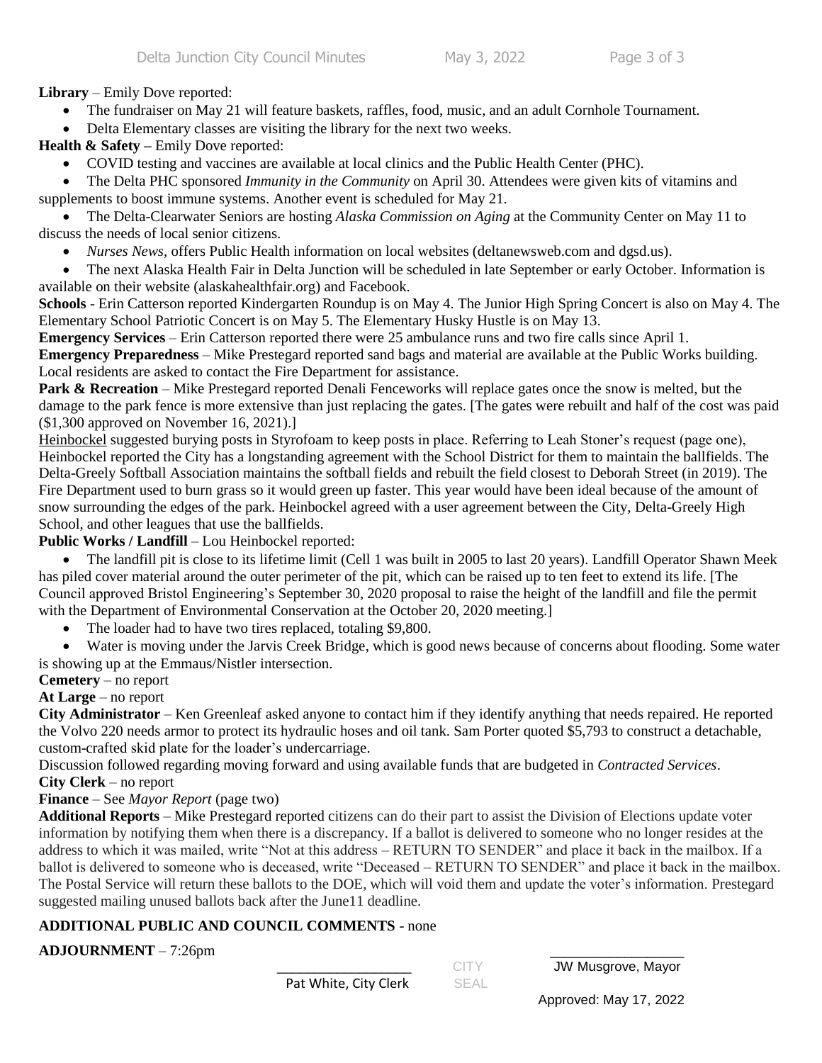**Library** – Emily Dove reported:

- The fundraiser on May 21 will feature baskets, raffles, food, music, and an adult Cornhole Tournament.
- Delta Elementary classes are visiting the library for the next two weeks.

**Health & Safety –** Emily Dove reported:

- COVID testing and vaccines are available at local clinics and the Public Health Center (PHC).
- The Delta PHC sponsored *Immunity in the Community* on April 30. Attendees were given kits of vitamins and supplements to boost immune systems. Another event is scheduled for May 21.
- The Delta-Clearwater Seniors are hosting *Alaska Commission on Aging* at the Community Center on May 11 to discuss the needs of local senior citizens.
- *Nurses News*, offers Public Health information on local websites (deltanewsweb.com and dgsd.us).
- The next Alaska Health Fair in Delta Junction will be scheduled in late September or early October. Information is available on their website (alaskahealthfair.org) and Facebook.

**Schools** - Erin Catterson reported Kindergarten Roundup is on May 4. The Junior High Spring Concert is also on May 4. The Elementary School Patriotic Concert is on May 5. The Elementary Husky Hustle is on May 13.

**Emergency Services** – Erin Catterson reported there were 25 ambulance runs and two fire calls since April 1.

**Emergency Preparedness** – Mike Prestegard reported sand bags and material are available at the Public Works building. Local residents are asked to contact the Fire Department for assistance.

**Park & Recreation** – Mike Prestegard reported Denali Fenceworks will replace gates once the snow is melted, but the damage to the park fence is more extensive than just replacing the gates. [The gates were rebuilt and half of the cost was paid ($1,300 approved on November 16, 2021).]

Heinbockel suggested burying posts in Styrofoam to keep posts in place. Referring to Leah Stoner's request (page one), Heinbockel reported the City has a longstanding agreement with the School District for them to maintain the ballfields. The Delta-Greely Softball Association maintains the softball fields and rebuilt the field closest to Deborah Street (in 2019). The Fire Department used to burn grass so it would green up faster. This year would have been ideal because of the amount of snow surrounding the edges of the park. Heinbockel agreed with a user agreement between the City, Delta-Greely High School, and other leagues that use the ballfields.

**Public Works / Landfill** – Lou Heinbockel reported:

- The landfill pit is close to its lifetime limit (Cell 1 was built in 2005 to last 20 years). Landfill Operator Shawn Meek has piled cover material around the outer perimeter of the pit, which can be raised up to ten feet to extend its life. [The Council approved Bristol Engineering's September 30, 2020 proposal to raise the height of the landfill and file the permit with the Department of Environmental Conservation at the October 20, 2020 meeting.]
- The loader had to have two tires replaced, totaling $9,800.
- Water is moving under the Jarvis Creek Bridge, which is good news because of concerns about flooding. Some water is showing up at the Emmaus/Nistler intersection.

**Cemetery** – no report

**At Large** – no report

**City Administrator** – Ken Greenleaf asked anyone to contact him if they identify anything that needs repaired. He reported the Volvo 220 needs armor to protect its hydraulic hoses and oil tank. Sam Porter quoted $5,793 to construct a detachable, custom-crafted skid plate for the loader's undercarriage.

Discussion followed regarding moving forward and using available funds that are budgeted in *Contracted Services*.

**City Clerk** – no report

**Finance** – See *Mayor Report* (page two)

**Additional Reports** – Mike Prestegard reported citizens can do their part to assist the Division of Elections update voter information by notifying them when there is a discrepancy. If a ballot is delivered to someone who no longer resides at the address to which it was mailed, write "Not at this address – RETURN TO SENDER" and place it back in the mailbox. If a ballot is delivered to someone who is deceased, write "Deceased – RETURN TO SENDER" and place it back in the mailbox. The Postal Service will return these ballots to the DOE, which will void them and update the voter's information. Prestegard suggested mailing unused ballots back after the June11 deadline.

**ADDITIONAL PUBLIC AND COUNCIL COMMENTS** - none

**ADJOURNMENT** – 7:26pm

\_\_\_\_\_\_\_\_\_\_\_\_\_\_\_\_\_\_\_\_
Pat White, City Clerk

CITY SEAL

\_\_\_\_\_\_\_\_\_\_\_\_\_\_\_\_\_\_\_\_
JW Musgrove, Mayor

Approved: May 17, 2022